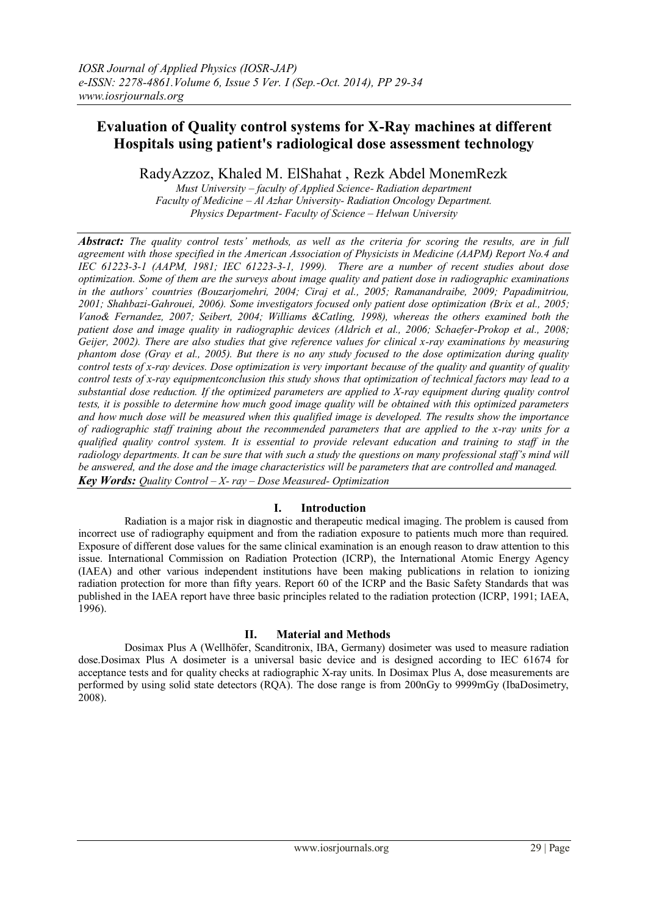# Evaluation of Quality control systems for X-Ray machines at different Hospitals using patient's radiological dose assessment technology

RadyAzzoz, Khaled M. ElShahat , Rezk Abdel MonemRezk

*Must University – faculty of Applied Science- Radiation department*
*Faculty of Medicine – Al Azhar University- Radiation Oncology Department.*
*Physics Department- Faculty of Science – Helwan University*

***Abstract:*** *The quality control tests' methods, as well as the criteria for scoring the results, are in full agreement with those specified in the American Association of Physicists in Medicine (AAPM) Report No.4 and IEC 61223-3-1 (AAPM, 1981; IEC 61223-3-1, 1999). There are a number of recent studies about dose optimization. Some of them are the surveys about image quality and patient dose in radiographic examinations in the authors' countries (Bouzarjomehri, 2004; Ciraj et al., 2005; Ramanandraibe, 2009; Papadimitriou, 2001; Shahbazi-Gahrouei, 2006). Some investigators focused only patient dose optimization (Brix et al., 2005; Vano& Fernandez, 2007; Seibert, 2004; Williams &Catling, 1998), whereas the others examined both the patient dose and image quality in radiographic devices (Aldrich et al., 2006; Schaefer-Prokop et al., 2008; Geijer, 2002). There are also studies that give reference values for clinical x-ray examinations by measuring phantom dose (Gray et al., 2005). But there is no any study focused to the dose optimization during quality control tests of x-ray devices. Dose optimization is very important because of the quality and quantity of quality control tests of x-ray equipmentconclusion this study shows that optimization of technical factors may lead to a substantial dose reduction. If the optimized parameters are applied to X-ray equipment during quality control tests, it is possible to determine how much good image quality will be obtained with this optimized parameters and how much dose will be measured when this qualified image is developed. The results show the importance of radiographic staff training about the recommended parameters that are applied to the x-ray units for a qualified quality control system. It is essential to provide relevant education and training to staff in the radiology departments. It can be sure that with such a study the questions on many professional staff's mind will be answered, and the dose and the image characteristics will be parameters that are controlled and managed.*

***Key Words:*** *Quality Control – X- ray – Dose Measured- Optimization*

## I. Introduction

Radiation is a major risk in diagnostic and therapeutic medical imaging. The problem is caused from incorrect use of radiography equipment and from the radiation exposure to patients much more than required. Exposure of different dose values for the same clinical examination is an enough reason to draw attention to this issue. International Commission on Radiation Protection (ICRP), the International Atomic Energy Agency (IAEA) and other various independent institutions have been making publications in relation to ionizing radiation protection for more than fifty years. Report 60 of the ICRP and the Basic Safety Standards that was published in the IAEA report have three basic principles related to the radiation protection (ICRP, 1991; IAEA, 1996).

## II. Material and Methods

Dosimax Plus A (Wellhöfer, Scanditronix, IBA, Germany) dosimeter was used to measure radiation dose.Dosimax Plus A dosimeter is a universal basic device and is designed according to IEC 61674 for acceptance tests and for quality checks at radiographic X-ray units. In Dosimax Plus A, dose measurements are performed by using solid state detectors (RQA). The dose range is from 200nGy to 9999mGy (IbaDosimetry, 2008).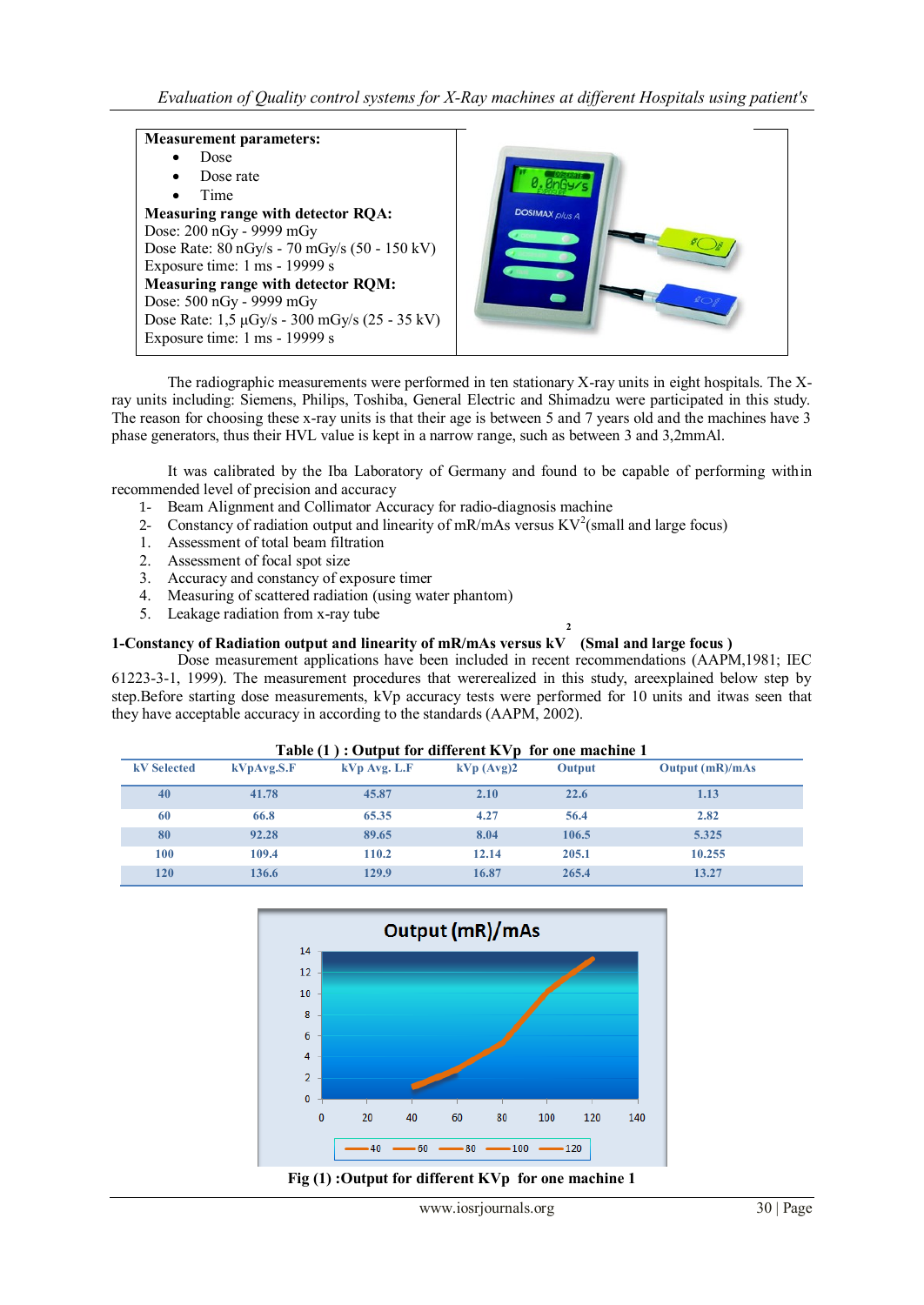**Measurement parameters:**

- Dose
- Dose rate
- Time

**Measuring range with detector RQA:**
Dose: 200 nGy - 9999 mGy
Dose Rate: 80 nGy/s - 70 mGy/s (50 - 150 kV)
Exposure time: 1 ms - 19999 s

**Measuring range with detector RQM:**
Dose: 500 nGy - 9999 mGy
Dose Rate: 1,5 µGy/s - 300 mGy/s (25 - 35 kV)
Exposure time: 1 ms - 19999 s

The radiographic measurements were performed in ten stationary X-ray units in eight hospitals. The X-ray units including: Siemens, Philips, Toshiba, General Electric and Shimadzu were participated in this study. The reason for choosing these x-ray units is that their age is between 5 and 7 years old and the machines have 3 phase generators, thus their HVL value is kept in a narrow range, such as between 3 and 3,2mmAl.

It was calibrated by the Iba Laboratory of Germany and found to be capable of performing within recommended level of precision and accuracy

1- Beam Alignment and Collimator Accuracy for radio-diagnosis machine
2- Constancy of radiation output and linearity of mR/mAs versus $KV^2$(small and large focus)
1. Assessment of total beam filtration
2. Assessment of focal spot size
3. Accuracy and constancy of exposure timer
4. Measuring of scattered radiation (using water phantom)
5. Leakage radiation from x-ray tube

**1-Constancy of Radiation output and linearity of mR/mAs versus $kV^2$ (Smal and large focus )**

Dose measurement applications have been included in recent recommendations (AAPM,1981; IEC 61223-3-1, 1999). The measurement procedures that wererealized in this study, areexplained below step by step.Before starting dose measurements, kVp accuracy tests were performed for 10 units and itwas seen that they have acceptable accuracy in according to the standards (AAPM, 2002).

**Table (1 ) : Output for different KVp for one machine 1**

| kV Selected | kVpAvg.S.F | kVp Avg. L.F | kVp (Avg)2 | Output | Output (mR)/mAs |
|---|---|---|---|---|---|
| 40 | 41.78 | 45.87 | 2.10 | 22.6 | 1.13 |
| 60 | 66.8 | 65.35 | 4.27 | 56.4 | 2.82 |
| 80 | 92.28 | 89.65 | 8.04 | 106.5 | 5.325 |
| 100 | 109.4 | 110.2 | 12.14 | 205.1 | 10.255 |
| 120 | 136.6 | 129.9 | 16.87 | 265.4 | 13.27 |

**Fig (1) :Output for different KVp for one machine 1**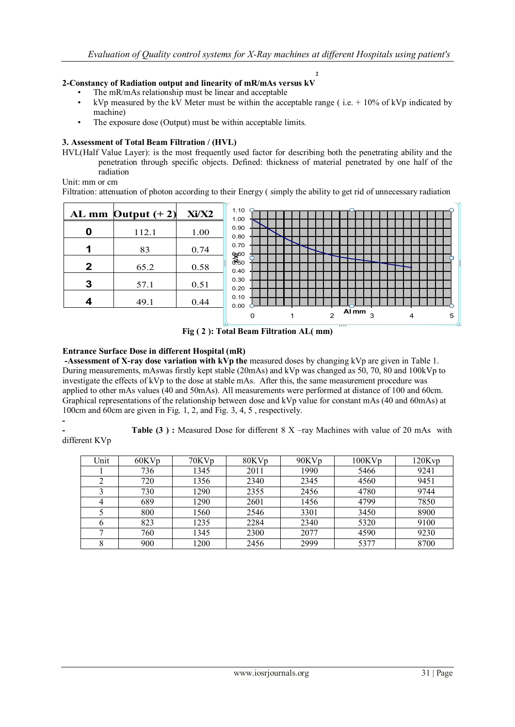**2-Constancy of Radiation output and linearity of mR/mAs versus kV** [2]

- The mR/mAs relationship must be linear and acceptable
- kVp measured by the kV Meter must be within the acceptable range ( i.e. + 10% of kVp indicated by machine)
- The exposure dose (Output) must be within acceptable limits.

**3. Assessment of Total Beam Filtration / (HVL)**

HVL(Half Value Layer): is the most frequently used factor for describing both the penetrating ability and the penetration through specific objects. Defined: thickness of material penetrated by one half of the radiation

Unit: mm or cm

Filtration: attenuation of photon according to their Energy ( simply the ability to get rid of unnecessary radiation

| AL mm | Output (+ 2) | Xi/X2 |
|---|---|---|
| 0 | 112.1 | 1.00 |
| 1 | 83 | 0.74 |
| 2 | 65.2 | 0.58 |
| 3 | 57.1 | 0.51 |
| 4 | 49.1 | 0.44 |

Fig ( 2 ): Total Beam Filtration AL( mm)

**Entrance Surface Dose in different Hospital (mR)**

**-Assessment of X-ray dose variation with kVp the** measured doses by changing kVp are given in Table 1. During measurements, mAswas firstly kept stable (20mAs) and kVp was changed as 50, 70, 80 and 100kVp to investigate the effects of kVp to the dose at stable mAs. After this, the same measurement procedure was applied to other mAs values (40 and 50mAs). All measurements were performed at distance of 100 and 60cm. Graphical representations of the relationship between dose and kVp value for constant mAs (40 and 60mAs) at 100cm and 60cm are given in Fig. 1, 2, and Fig. 3, 4, 5 , respectively.

-

- **Table (3 ) :** Measured Dose for different 8 X –ray Machines with value of 20 mAs with different KVp

| Unit | 60KVp | 70KVp | 80KVp | 90KVp | 100KVp | 120Kvp |
|---|---|---|---|---|---|---|
| 1 | 736 | 1345 | 2011 | 1990 | 5466 | 9241 |
| 2 | 720 | 1356 | 2340 | 2345 | 4560 | 9451 |
| 3 | 730 | 1290 | 2355 | 2456 | 4780 | 9744 |
| 4 | 689 | 1290 | 2601 | 1456 | 4799 | 7850 |
| 5 | 800 | 1560 | 2546 | 3301 | 3450 | 8900 |
| 6 | 823 | 1235 | 2284 | 2340 | 5320 | 9100 |
| 7 | 760 | 1345 | 2300 | 2077 | 4590 | 9230 |
| 8 | 900 | 1200 | 2456 | 2999 | 5377 | 8700 |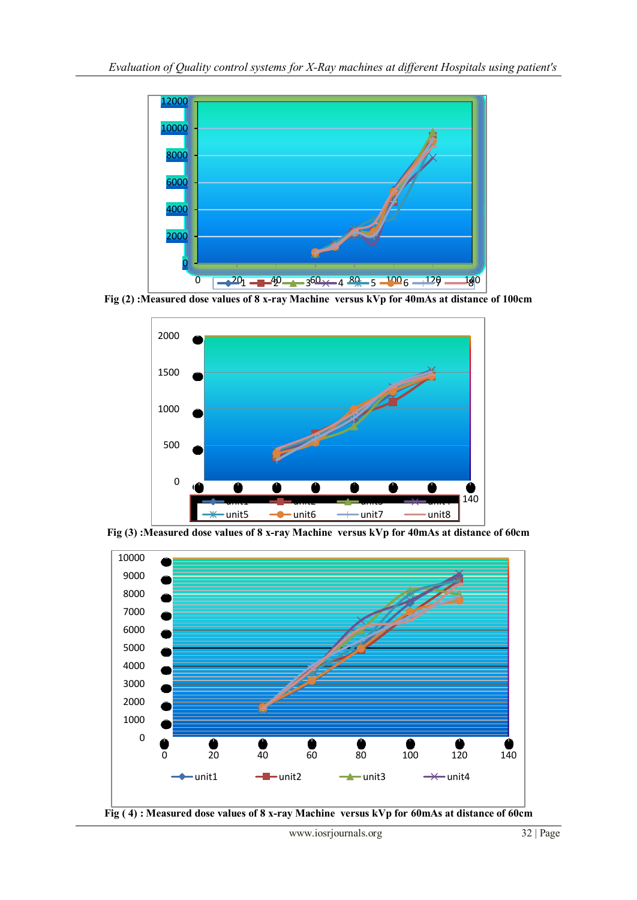Fig (2) :Measured dose values of 8 x-ray Machine versus kVp for 40mAs at distance of 100cm

Fig (3) :Measured dose values of 8 x-ray Machine versus kVp for 40mAs at distance of 60cm

Fig ( 4) : Measured dose values of 8 x-ray Machine versus kVp for 60mAs at distance of 60cm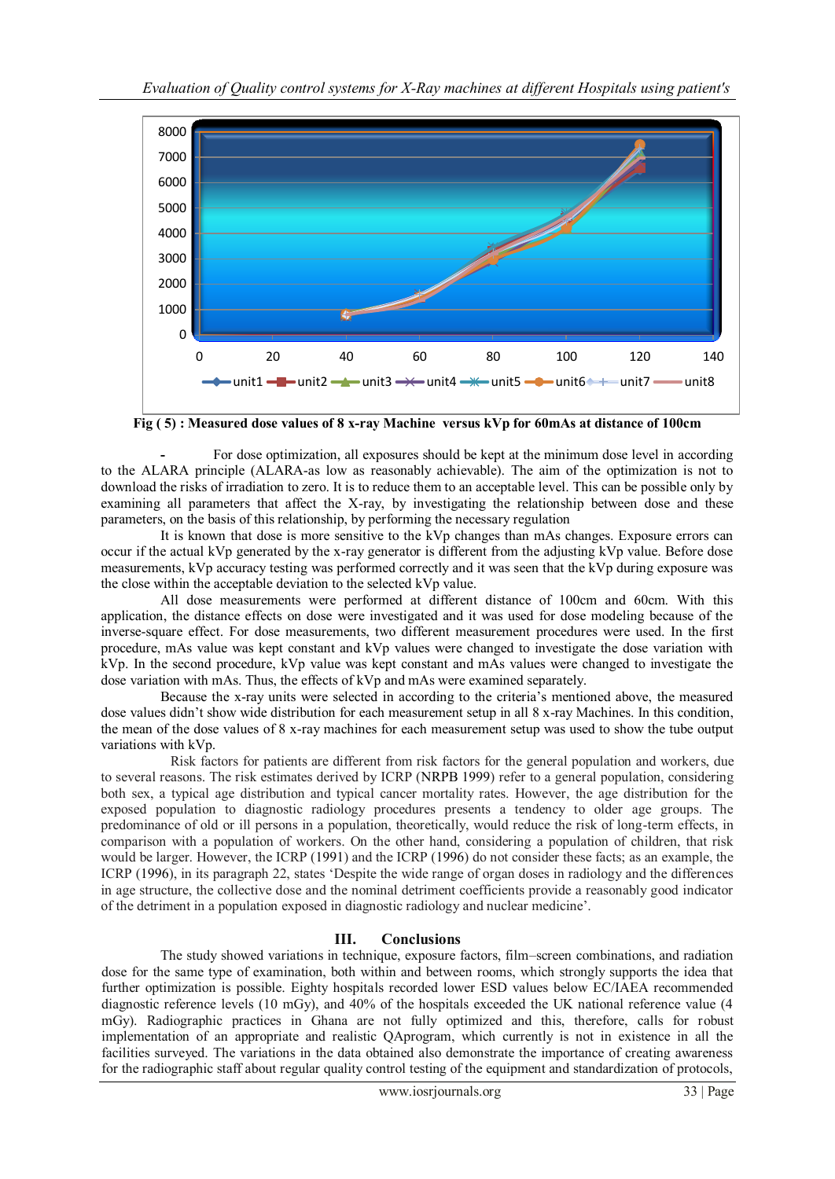Fig ( 5) : Measured dose values of 8 x-ray Machine versus kVp for 60mAs at distance of 100cm

- For dose optimization, all exposures should be kept at the minimum dose level in according to the ALARA principle (ALARA-as low as reasonably achievable). The aim of the optimization is not to download the risks of irradiation to zero. It is to reduce them to an acceptable level. This can be possible only by examining all parameters that affect the X-ray, by investigating the relationship between dose and these parameters, on the basis of this relationship, by performing the necessary regulation

It is known that dose is more sensitive to the kVp changes than mAs changes. Exposure errors can occur if the actual kVp generated by the x-ray generator is different from the adjusting kVp value. Before dose measurements, kVp accuracy testing was performed correctly and it was seen that the kVp during exposure was the close within the acceptable deviation to the selected kVp value.

All dose measurements were performed at different distance of 100cm and 60cm. With this application, the distance effects on dose were investigated and it was used for dose modeling because of the inverse-square effect. For dose measurements, two different measurement procedures were used. In the first procedure, mAs value was kept constant and kVp values were changed to investigate the dose variation with kVp. In the second procedure, kVp value was kept constant and mAs values were changed to investigate the dose variation with mAs. Thus, the effects of kVp and mAs were examined separately.

Because the x-ray units were selected in according to the criteria's mentioned above, the measured dose values didn't show wide distribution for each measurement setup in all 8 x-ray Machines. In this condition, the mean of the dose values of 8 x-ray machines for each measurement setup was used to show the tube output variations with kVp.

Risk factors for patients are different from risk factors for the general population and workers, due to several reasons. The risk estimates derived by ICRP (NRPB 1999) refer to a general population, considering both sex, a typical age distribution and typical cancer mortality rates. However, the age distribution for the exposed population to diagnostic radiology procedures presents a tendency to older age groups. The predominance of old or ill persons in a population, theoretically, would reduce the risk of long-term effects, in comparison with a population of workers. On the other hand, considering a population of children, that risk would be larger. However, the ICRP (1991) and the ICRP (1996) do not consider these facts; as an example, the ICRP (1996), in its paragraph 22, states 'Despite the wide range of organ doses in radiology and the differences in age structure, the collective dose and the nominal detriment coefficients provide a reasonably good indicator of the detriment in a population exposed in diagnostic radiology and nuclear medicine'.

## III. Conclusions

The study showed variations in technique, exposure factors, film–screen combinations, and radiation dose for the same type of examination, both within and between rooms, which strongly supports the idea that further optimization is possible. Eighty hospitals recorded lower ESD values below EC/IAEA recommended diagnostic reference levels (10 mGy), and 40% of the hospitals exceeded the UK national reference value (4 mGy). Radiographic practices in Ghana are not fully optimized and this, therefore, calls for robust implementation of an appropriate and realistic QAprogram, which currently is not in existence in all the facilities surveyed. The variations in the data obtained also demonstrate the importance of creating awareness for the radiographic staff about regular quality control testing of the equipment and standardization of protocols,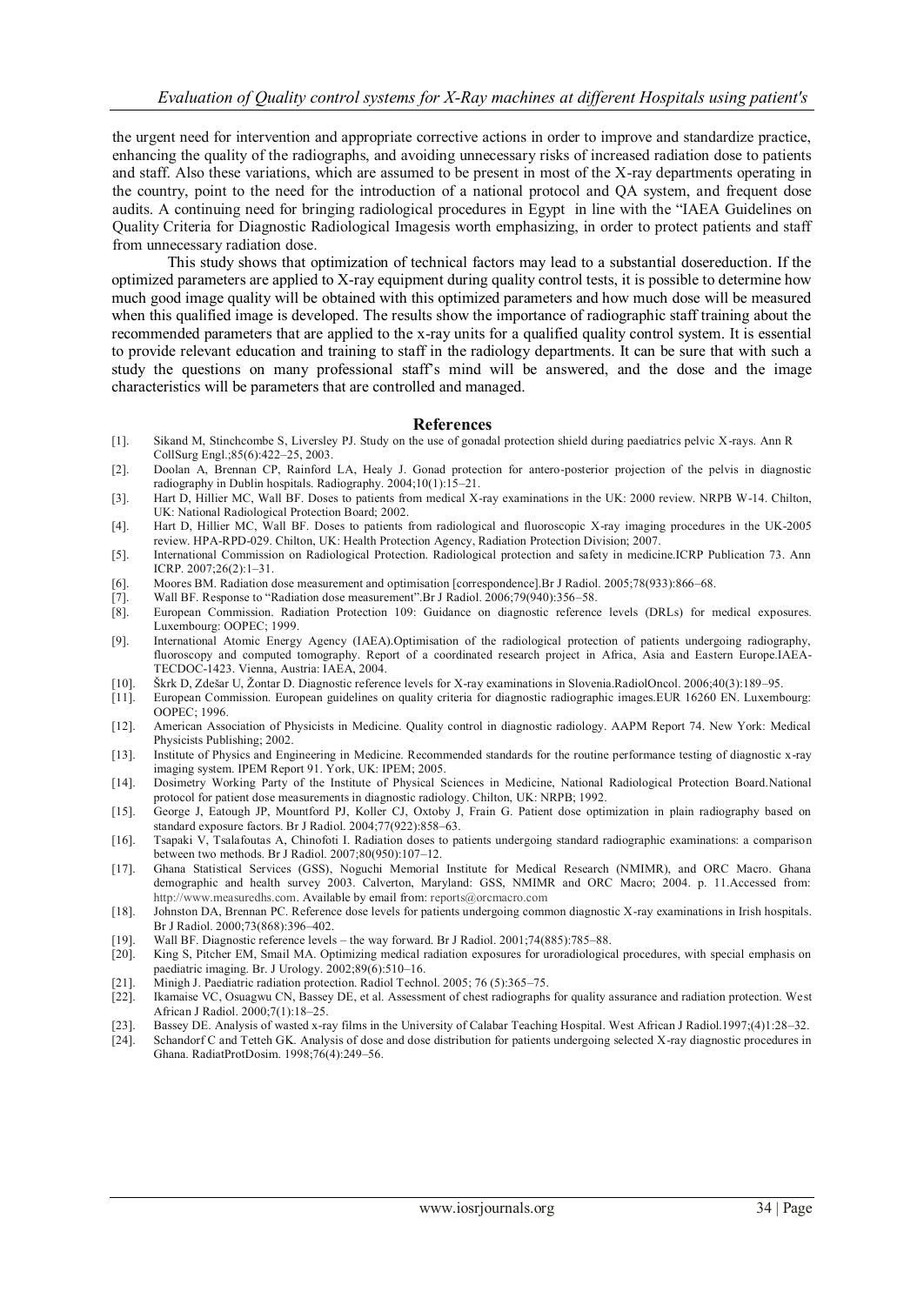the urgent need for intervention and appropriate corrective actions in order to improve and standardize practice, enhancing the quality of the radiographs, and avoiding unnecessary risks of increased radiation dose to patients and staff. Also these variations, which are assumed to be present in most of the X-ray departments operating in the country, point to the need for the introduction of a national protocol and QA system, and frequent dose audits. A continuing need for bringing radiological procedures in Egypt in line with the "IAEA Guidelines on Quality Criteria for Diagnostic Radiological Imagesis worth emphasizing, in order to protect patients and staff from unnecessary radiation dose.

This study shows that optimization of technical factors may lead to a substantial dosereduction. If the optimized parameters are applied to X-ray equipment during quality control tests, it is possible to determine how much good image quality will be obtained with this optimized parameters and how much dose will be measured when this qualified image is developed. The results show the importance of radiographic staff training about the recommended parameters that are applied to the x-ray units for a qualified quality control system. It is essential to provide relevant education and training to staff in the radiology departments. It can be sure that with such a study the questions on many professional staff's mind will be answered, and the dose and the image characteristics will be parameters that are controlled and managed.

## References

[1]. Sikand M, Stinchcombe S, Liversley PJ. Study on the use of gonadal protection shield during paediatrics pelvic X-rays. Ann R CollSurg Engl.;85(6):422–25, 2003.

[2]. Doolan A, Brennan CP, Rainford LA, Healy J. Gonad protection for antero-posterior projection of the pelvis in diagnostic radiography in Dublin hospitals. Radiography. 2004;10(1):15–21.

[3]. Hart D, Hillier MC, Wall BF. Doses to patients from medical X-ray examinations in the UK: 2000 review. NRPB W-14. Chilton, UK: National Radiological Protection Board; 2002.

[4]. Hart D, Hillier MC, Wall BF. Doses to patients from radiological and fluoroscopic X-ray imaging procedures in the UK-2005 review. HPA-RPD-029. Chilton, UK: Health Protection Agency, Radiation Protection Division; 2007.

[5]. International Commission on Radiological Protection. Radiological protection and safety in medicine.ICRP Publication 73. Ann ICRP. 2007;26(2):1–31.

[6]. Moores BM. Radiation dose measurement and optimisation [correspondence].Br J Radiol. 2005;78(933):866–68.

[7]. Wall BF. Response to "Radiation dose measurement".Br J Radiol. 2006;79(940):356–58.

[8]. European Commission. Radiation Protection 109: Guidance on diagnostic reference levels (DRLs) for medical exposures. Luxembourg: OOPEC; 1999.

[9]. International Atomic Energy Agency (IAEA).Optimisation of the radiological protection of patients undergoing radiography, fluoroscopy and computed tomography. Report of a coordinated research project in Africa, Asia and Eastern Europe.IAEA-TECDOC-1423. Vienna, Austria: IAEA, 2004.

[10]. Škrk D, Zdešar U, Žontar D. Diagnostic reference levels for X-ray examinations in Slovenia.RadiolOncol. 2006;40(3):189–95.

[11]. European Commission. European guidelines on quality criteria for diagnostic radiographic images.EUR 16260 EN. Luxembourg: OOPEC; 1996.

[12]. American Association of Physicists in Medicine. Quality control in diagnostic radiology. AAPM Report 74. New York: Medical Physicists Publishing; 2002.

[13]. Institute of Physics and Engineering in Medicine. Recommended standards for the routine performance testing of diagnostic x-ray imaging system. IPEM Report 91. York, UK: IPEM; 2005.

[14]. Dosimetry Working Party of the Institute of Physical Sciences in Medicine, National Radiological Protection Board.National protocol for patient dose measurements in diagnostic radiology. Chilton, UK: NRPB; 1992.

[15]. George J, Eatough JP, Mountford PJ, Koller CJ, Oxtoby J, Frain G. Patient dose optimization in plain radiography based on standard exposure factors. Br J Radiol. 2004;77(922):858–63.

[16]. Tsapaki V, Tsalafoutas A, Chinofoti I. Radiation doses to patients undergoing standard radiographic examinations: a comparison between two methods. Br J Radiol. 2007;80(950):107–12.

[17]. Ghana Statistical Services (GSS), Noguchi Memorial Institute for Medical Research (NMIMR), and ORC Macro. Ghana demographic and health survey 2003. Calverton, Maryland: GSS, NMIMR and ORC Macro; 2004. p. 11.Accessed from: http://www.measuredhs.com. Available by email from: reports@orcmacro.com

[18]. Johnston DA, Brennan PC. Reference dose levels for patients undergoing common diagnostic X-ray examinations in Irish hospitals. Br J Radiol. 2000;73(868):396–402.

[19]. Wall BF. Diagnostic reference levels – the way forward. Br J Radiol. 2001;74(885):785–88.

[20]. King S, Pitcher EM, Smail MA. Optimizing medical radiation exposures for uroradiological procedures, with special emphasis on paediatric imaging. Br. J Urology. 2002;89(6):510–16.

[21]. Minigh J. Paediatric radiation protection. Radiol Technol. 2005; 76 (5):365–75.

[22]. Ikamaise VC, Osuagwu CN, Bassey DE, et al. Assessment of chest radiographs for quality assurance and radiation protection. West African J Radiol. 2000;7(1):18–25.

[23]. Bassey DE. Analysis of wasted x-ray films in the University of Calabar Teaching Hospital. West African J Radiol.1997;(4)1:28–32.

[24]. Schandorf C and Tetteh GK. Analysis of dose and dose distribution for patients undergoing selected X-ray diagnostic procedures in Ghana. RadiatProtDosim. 1998;76(4):249–56.